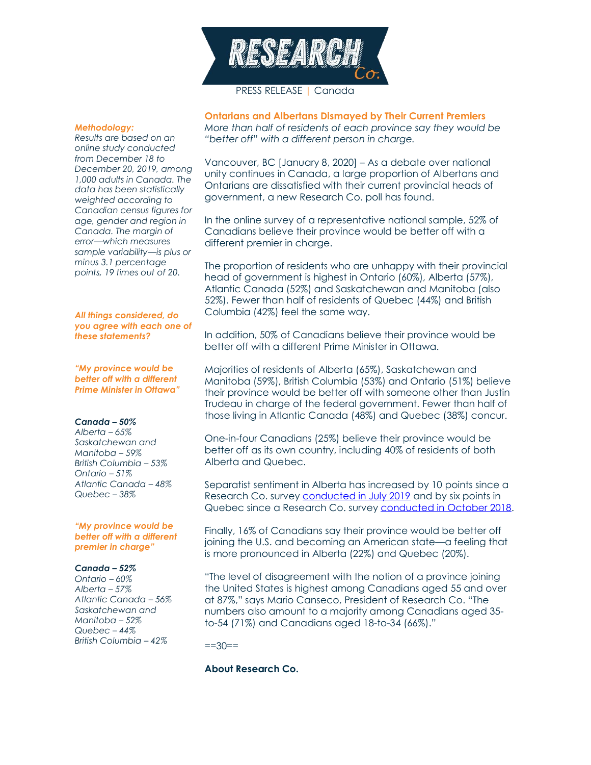PRESS RELEASE | Canada

## Ontarians and Albertans Dismayed by Their Current Premiers

*More than half of residents of each province say they would be "better off" with a different person in charge.*

Vancouver, BC [January 8, 2020] – As a debate over national unity continues in Canada, a large proportion of Albertans and Ontarians are dissatisfied with their current provincial heads of government, a new Research Co. poll has found.

In the online survey of a representative national sample, 52% of Canadians believe their province would be better off with a different premier in charge.

The proportion of residents who are unhappy with their provincial head of government is highest in Ontario (60%), Alberta (57%), Atlantic Canada (52%) and Saskatchewan and Manitoba (also 52%). Fewer than half of residents of Quebec (44%) and British Columbia (42%) feel the same way.

In addition, 50% of Canadians believe their province would be better off with a different Prime Minister in Ottawa.

Majorities of residents of Alberta (65%), Saskatchewan and Manitoba (59%), British Columbia (53%) and Ontario (51%) believe their province would be better off with someone other than Justin Trudeau in charge of the federal government. Fewer than half of those living in Atlantic Canada (48%) and Quebec (38%) concur.

One-in-four Canadians (25%) believe their province would be better off as its own country, including 40% of residents of both Alberta and Quebec.

Separatist sentiment in Alberta has increased by 10 points since a Research Co. survey conducted in July 2019 and by six points in Quebec since a Research Co. survey conducted in October 2018.

Finally, 16% of Canadians say their province would be better off joining the U.S. and becoming an American state—a feeling that is more pronounced in Alberta (22%) and Quebec (20%).

"The level of disagreement with the notion of a province joining the United States is highest among Canadians aged 55 and over at 87%," says Mario Canseco, President of Research Co. "The numbers also amount to a majority among Canadians aged 35-to-54 (71%) and Canadians aged 18-to-34 (66%)."

==30==

**About Research Co.**

***Methodology:***

*Results are based on an online study conducted from December 18 to December 20, 2019, among 1,000 adults in Canada. The data has been statistically weighted according to Canadian census figures for age, gender and region in Canada. The margin of error—which measures sample variability—is plus or minus 3.1 percentage points, 19 times out of 20.*

***All things considered, do you agree with each one of these statements?***

***"My province would be better off with a different Prime Minister in Ottawa"***

***Canada – 50%***
*Alberta – 65%*
*Saskatchewan and Manitoba – 59%*
*British Columbia – 53%*
*Ontario – 51%*
*Atlantic Canada – 48%*
*Quebec – 38%*

***"My province would be better off with a different premier in charge"***

***Canada – 52%***
*Ontario – 60%*
*Alberta – 57%*
*Atlantic Canada – 56%*
*Saskatchewan and Manitoba – 52%*
*Quebec – 44%*
*British Columbia – 42%*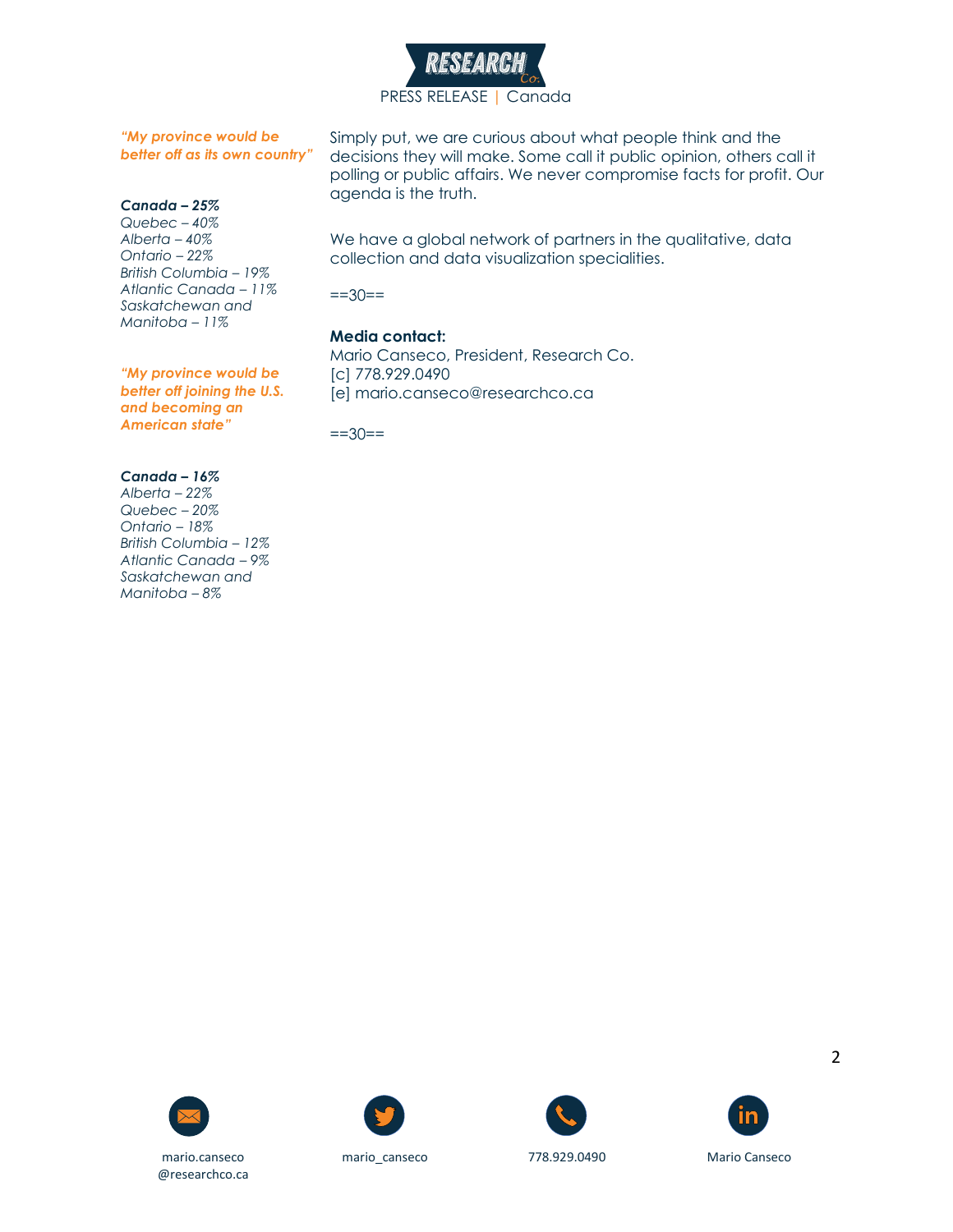*"My province would be better off as its own country"*

***Canada – 25%***
*Quebec – 40%*
*Alberta – 40%*
*Ontario – 22%*
*British Columbia – 19%*
*Atlantic Canada – 11%*
*Saskatchewan and Manitoba – 11%*

*"My province would be better off joining the U.S. and becoming an American state"*

***Canada – 16%***
*Alberta – 22%*
*Quebec – 20%*
*Ontario – 18%*
*British Columbia – 12%*
*Atlantic Canada – 9%*
*Saskatchewan and Manitoba – 8%*

Simply put, we are curious about what people think and the decisions they will make. Some call it public opinion, others call it polling or public affairs. We never compromise facts for profit. Our agenda is the truth.

We have a global network of partners in the qualitative, data collection and data visualization specialities.

==30==

**Media contact:**
Mario Canseco, President, Research Co.
[c] 778.929.0490
[e] mario.canseco@researchco.ca

==30==